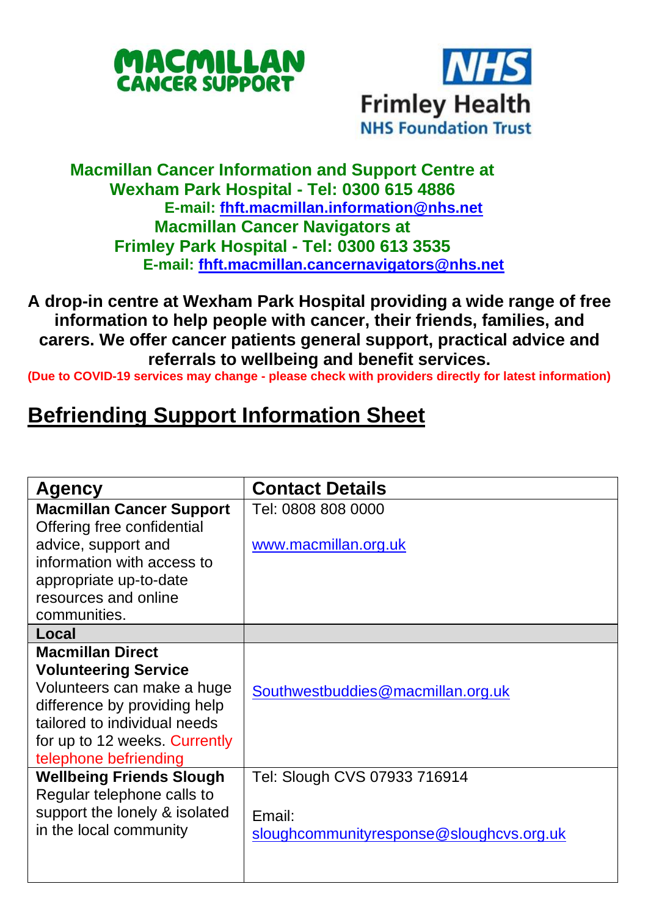MACMILLAN CANCER SUPPORT

NHS Frimley Health NHS Foundation Trust

**Macmillan Cancer Information and Support Centre at Wexham Park Hospital - Tel: 0300 615 4886**
**E-mail: fhft.macmillan.information@nhs.net**
**Macmillan Cancer Navigators at Frimley Park Hospital - Tel: 0300 613 3535**
**E-mail: fhft.macmillan.cancernavigators@nhs.net**

**A drop-in centre at Wexham Park Hospital providing a wide range of free information to help people with cancer, their friends, families, and carers. We offer cancer patients general support, practical advice and referrals to wellbeing and benefit services.**

**(Due to COVID-19 services may change - please check with providers directly for latest information)**

# Befriending Support Information Sheet

| Agency | Contact Details |
|---|---|
| **Macmillan Cancer Support** Offering free confidential advice, support and information with access to appropriate up-to-date resources and online communities. | Tel: 0808 808 0000<br><br>www.macmillan.org.uk |
| **Local** | |
| **Macmillan Direct Volunteering Service** Volunteers can make a huge difference by providing help tailored to individual needs for up to 12 weeks. Currently telephone befriending | Southwestbuddies@macmillan.org.uk |
| **Wellbeing Friends Slough** Regular telephone calls to support the lonely & isolated in the local community | Tel: Slough CVS 07933 716914<br><br>Email: sloughcommunityresponse@sloughcvs.org.uk |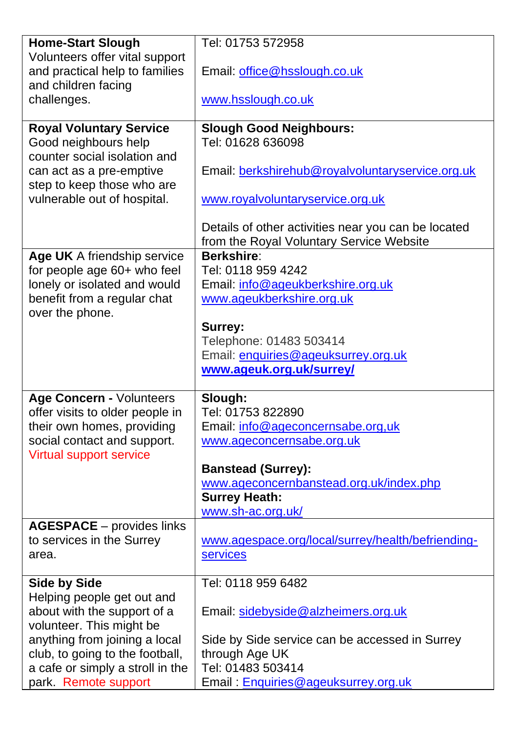| | |
|---|---|
| **Home-Start Slough** Volunteers offer vital support and practical help to families and children facing challenges. | Tel: 01753 572958<br><br>Email: office@hsslough.co.uk<br><br>www.hsslough.co.uk |
| **Royal Voluntary Service** Good neighbours help counter social isolation and can act as a pre-emptive step to keep those who are vulnerable out of hospital. | **Slough Good Neighbours:**<br>Tel: 01628 636098<br><br>Email: berkshirehub@royalvoluntaryservice.org.uk<br><br>www.royalvoluntaryservice.org.uk<br><br>Details of other activities near you can be located from the Royal Voluntary Service Website |
| **Age UK** A friendship service for people age 60+ who feel lonely or isolated and would benefit from a regular chat over the phone. | **Berkshire**:<br>Tel: 0118 959 4242<br>Email: info@ageukberkshire.org.uk<br>www.ageukberkshire.org.uk<br><br>**Surrey:**<br>Telephone: 01483 503414<br>Email: enquiries@ageuksurrey.org.uk<br>**www.ageuk.org.uk/surrey/** |
| **Age Concern -** Volunteers offer visits to older people in their own homes, providing social contact and support. Virtual support service | **Slough:**<br>Tel: 01753 822890<br>Email: info@ageconcernsabe.org,uk<br>www.ageconcernsabe.org.uk<br><br>**Banstead (Surrey):**<br>www.ageconcernbanstead.org.uk/index.php<br>**Surrey Heath:**<br>www.sh-ac.org.uk/ |
| **AGESPACE** – provides links to services in the Surrey area. | www.agespace.org/local/surrey/health/befriending-services |
| **Side by Side** Helping people get out and about with the support of a volunteer. This might be anything from joining a local club, to going to the football, a cafe or simply a stroll in the park. Remote support | Tel: 0118 959 6482<br><br>Email: sidebyside@alzheimers.org.uk<br><br>Side by Side service can be accessed in Surrey through Age UK<br>Tel: 01483 503414<br>Email : Enquiries@ageuksurrey.org.uk |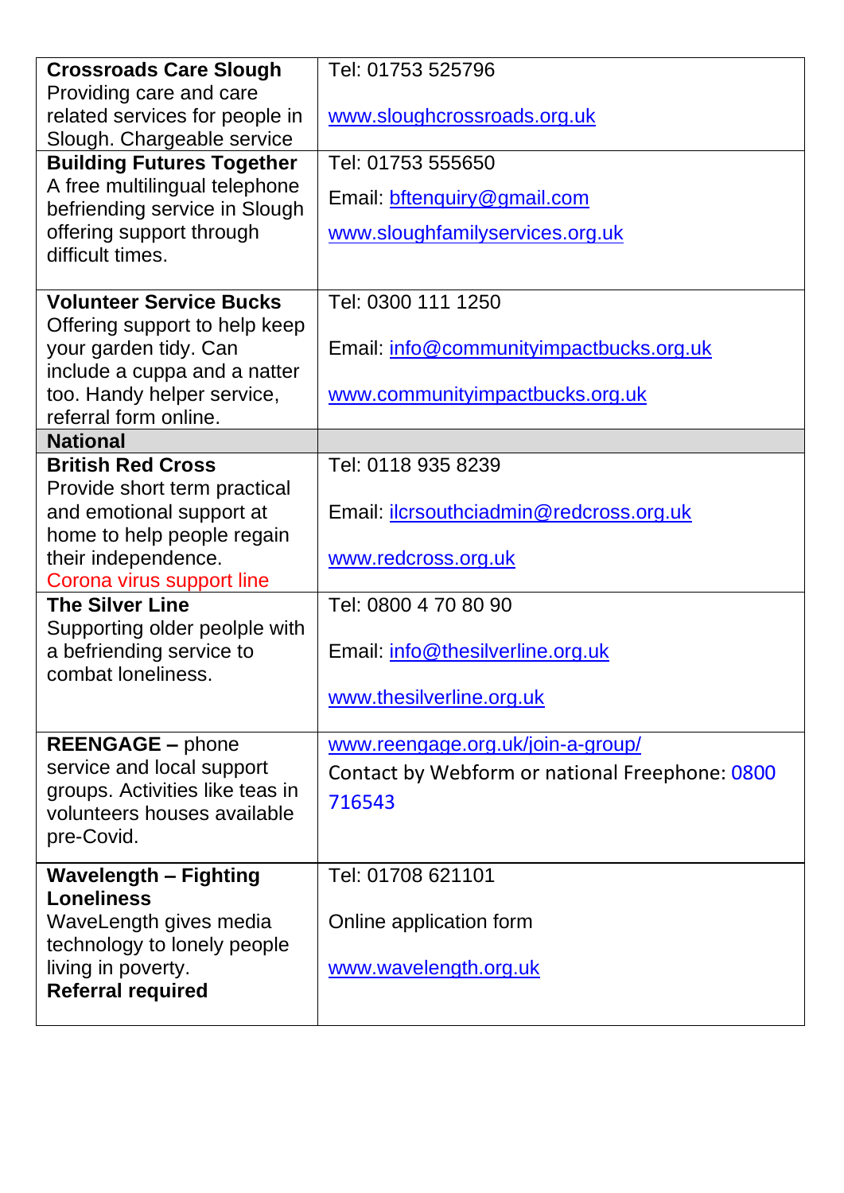| | |
|---|---|
| **Crossroads Care Slough** Providing care and care related services for people in Slough. Chargeable service | Tel: 01753 525796<br><br>www.sloughcrossroads.org.uk |
| **Building Futures Together** A free multilingual telephone befriending service in Slough offering support through difficult times. | Tel: 01753 555650<br><br>Email: bftenquiry@gmail.com<br><br>www.sloughfamilyservices.org.uk |
| **Volunteer Service Bucks** Offering support to help keep your garden tidy. Can include a cuppa and a natter too. Handy helper service, referral form online. | Tel: 0300 111 1250<br><br>Email: info@communityimpactbucks.org.uk<br><br>www.communityimpactbucks.org.uk |
| **National** | |
| **British Red Cross** Provide short term practical and emotional support at home to help people regain their independence. Corona virus support line | Tel: 0118 935 8239<br><br>Email: ilcrsouthciadmin@redcross.org.uk<br><br>www.redcross.org.uk |
| **The Silver Line** Supporting older peolple with a befriending service to combat loneliness. | Tel: 0800 4 70 80 90<br><br>Email: info@thesilverline.org.uk<br><br>www.thesilverline.org.uk |
| **REENGAGE –** phone service and local support groups. Activities like teas in volunteers houses available pre-Covid. | www.reengage.org.uk/join-a-group/<br><br>Contact by Webform or national Freephone: 0800 716543 |
| **Wavelength – Fighting Loneliness** WaveLength gives media technology to lonely people living in poverty. **Referral required** | Tel: 01708 621101<br><br>Online application form<br><br>www.wavelength.org.uk |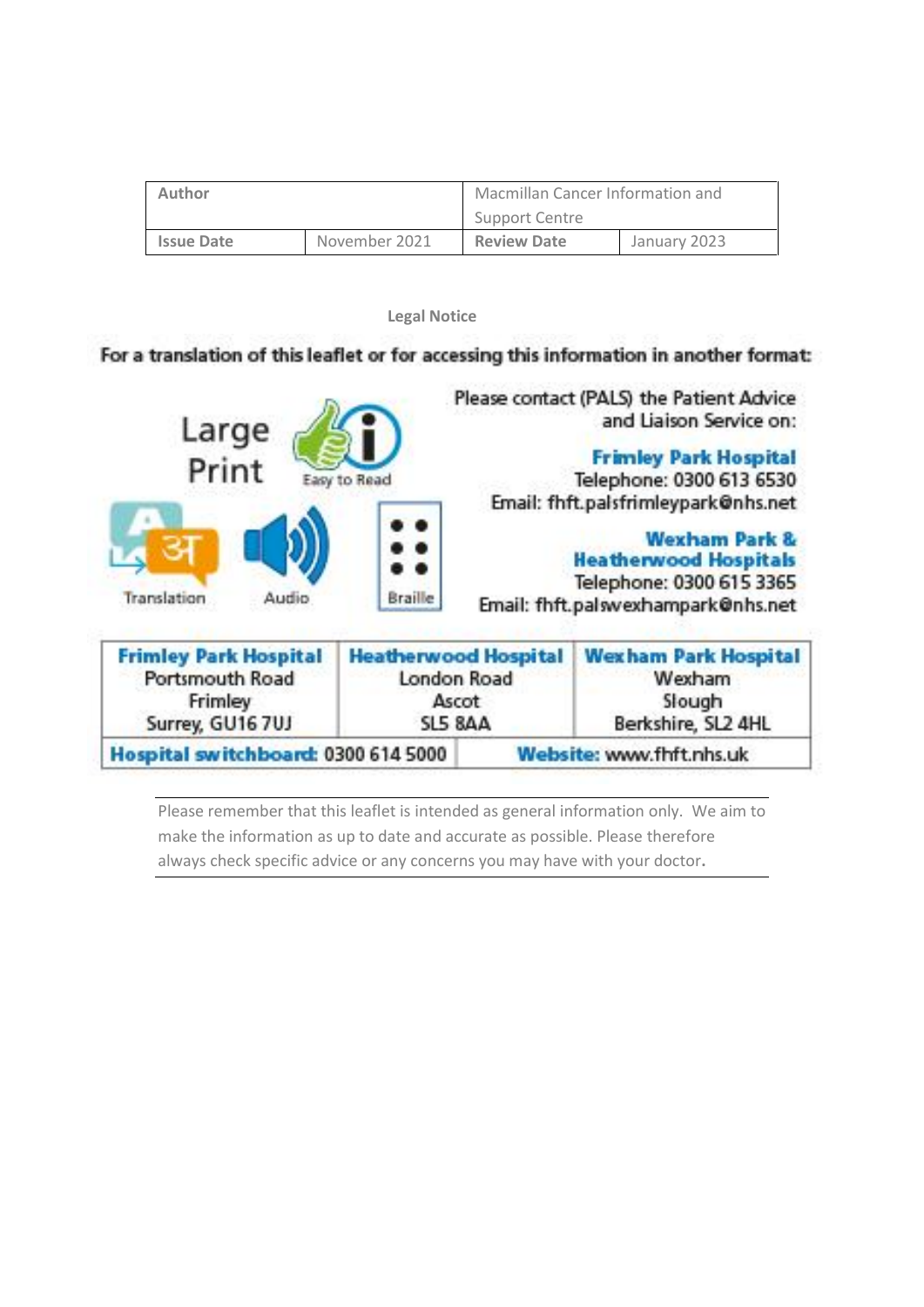| | | | |
|---|---|---|---|
| **Author** | | Macmillan Cancer Information and Support Centre | |
| **Issue Date** | November 2021 | **Review Date** | January 2023 |

**Legal Notice**

**For a translation of this leaflet or for accessing this information in another format:**

Large Print

Easy to Read

Translation

Audio

Braille

Please contact (PALS) the Patient Advice and Liaison Service on:

**Frimley Park Hospital**
Telephone: 0300 613 6530
Email: fhft.palsfrimleypark@nhs.net

**Wexham Park & Heatherwood Hospitals**
Telephone: 0300 615 3365
Email: fhft.palswexhampark@nhs.net

| **Frimley Park Hospital** | **Heatherwood Hospital** | **Wexham Park Hospital** |
|---|---|---|
| Portsmouth Road<br>Frimley<br>Surrey, GU16 7UJ | London Road<br>Ascot<br>SL5 8AA | Wexham<br>Slough<br>Berkshire, SL2 4HL |

**Hospital switchboard:** 0300 614 5000 **Website:** www.fhft.nhs.uk

Please remember that this leaflet is intended as general information only. We aim to make the information as up to date and accurate as possible. Please therefore always check specific advice or any concerns you may have with your doctor.